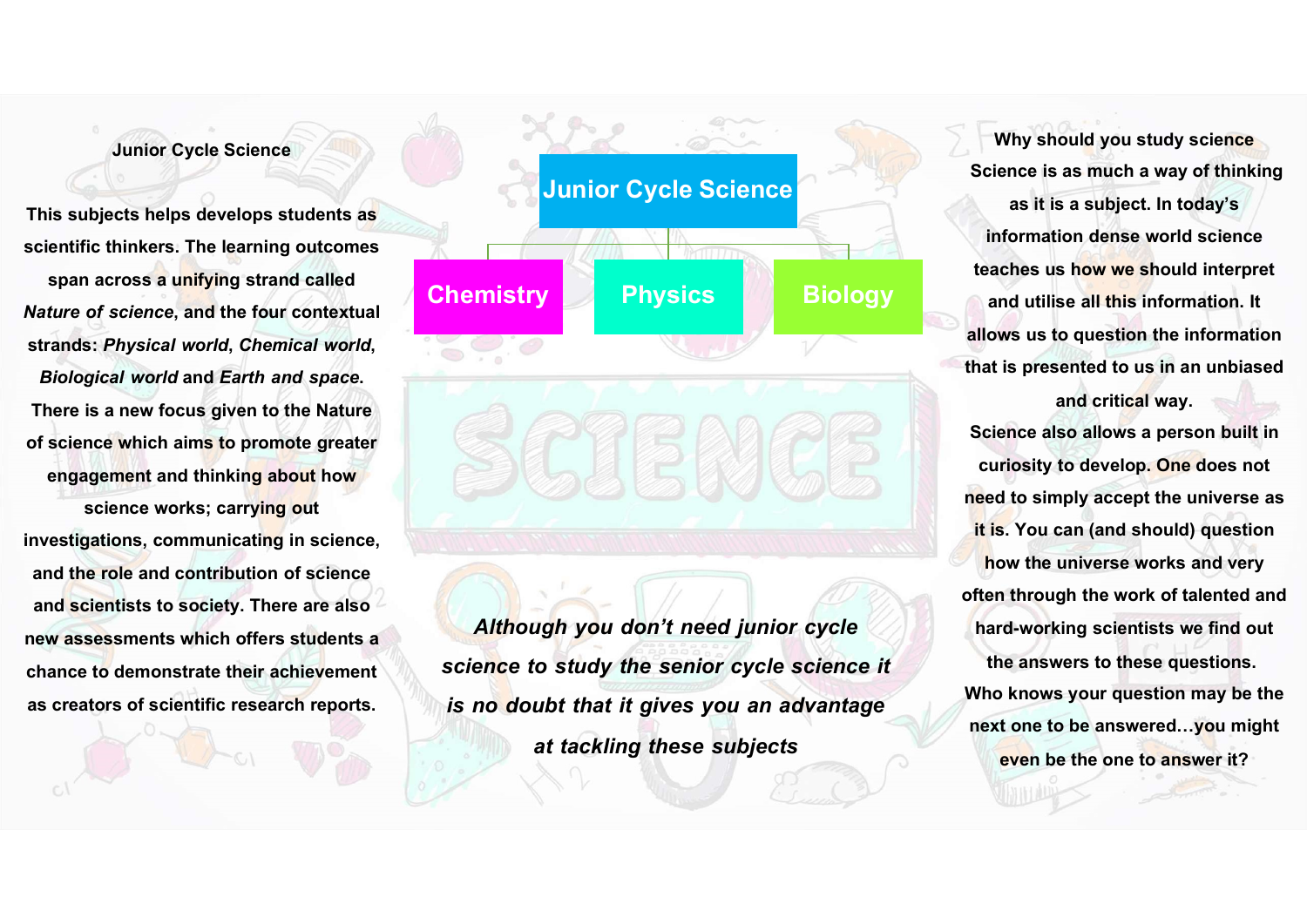## Junior Cycle Science

**This subjects helps develops students as scientific thinkers. The learning outcomes span across a unifying strand called *Nature of science*, and the four contextual strands: *Physical world*, *Chemical world*, *Biological world* and *Earth and space*. There is a new focus given to the Nature of science which aims to promote greater engagement and thinking about how science works; carrying out investigations, communicating in science, and the role and contribution of science and scientists to society. There are also new assessments which offers students a chance to demonstrate their achievement as creators of scientific research reports.**

**Junior Cycle Science**

- **Chemistry**
- **Physics**
- **Biology**

SCIENCE

***Although you don't need junior cycle science to study the senior cycle science it is no doubt that it gives you an advantage at tackling these subjects***

## Why should you study science

**Science is as much a way of thinking as it is a subject. In today's information dense world science teaches us how we should interpret and utilise all this information. It allows us to question the information that is presented to us in an unbiased and critical way.**

**Science also allows a person built in curiosity to develop. One does not need to simply accept the universe as it is. You can (and should) question how the universe works and very often through the work of talented and hard-working scientists we find out the answers to these questions. Who knows your question may be the next one to be answered…you might even be the one to answer it?**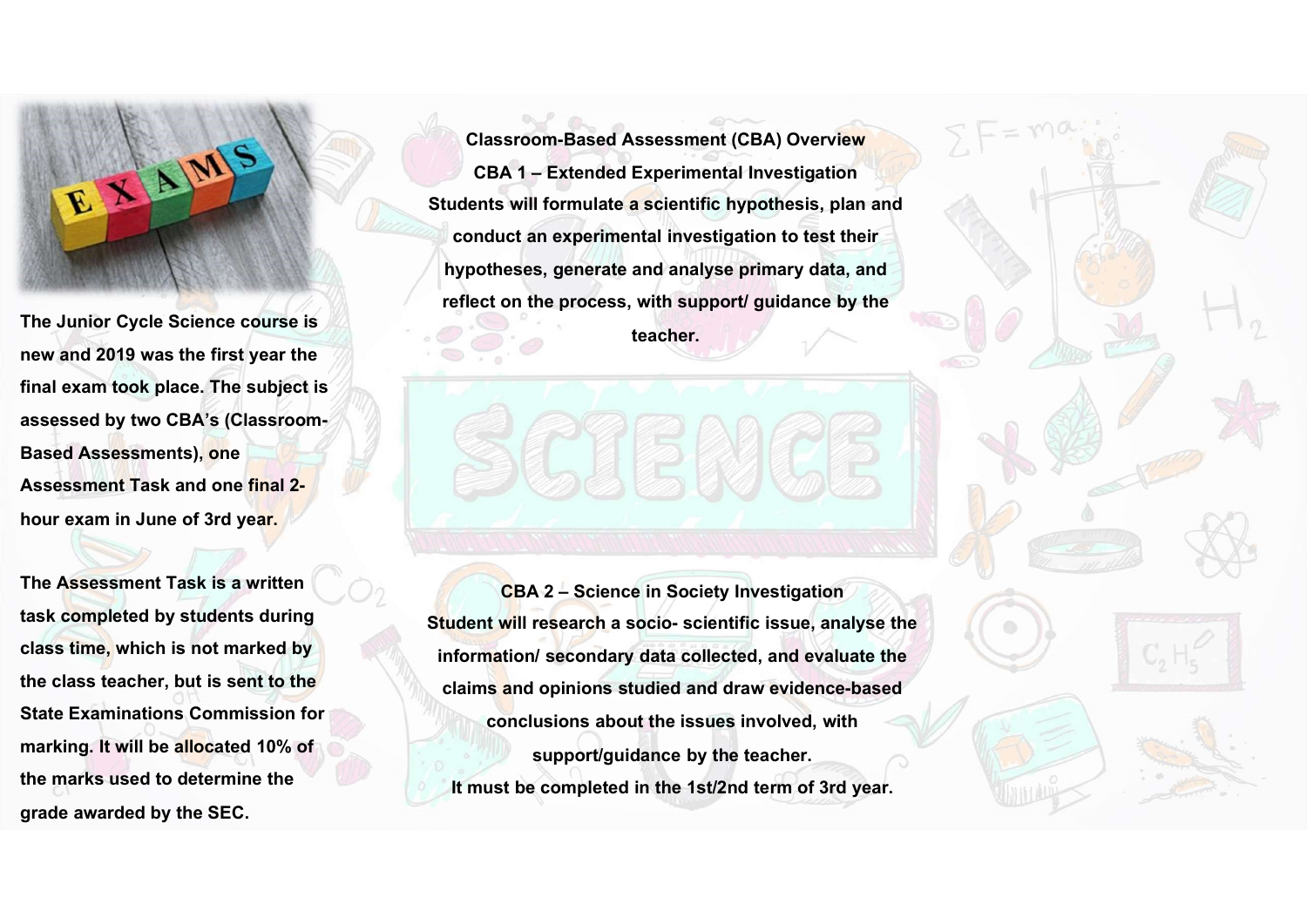The Junior Cycle Science course is new and 2019 was the first year the final exam took place. The subject is assessed by two CBA's (Classroom-Based Assessments), one Assessment Task and one final 2-hour exam in June of 3rd year.

The Assessment Task is a written task completed by students during class time, which is not marked by the class teacher, but is sent to the State Examinations Commission for marking. It will be allocated 10% of the marks used to determine the grade awarded by the SEC.

**Classroom-Based Assessment (CBA) Overview**

**CBA 1 – Extended Experimental Investigation**

Students will formulate a scientific hypothesis, plan and conduct an experimental investigation to test their hypotheses, generate and analyse primary data, and reflect on the process, with support/ guidance by the teacher.

SCIENCE

**CBA 2 – Science in Society Investigation**

Student will research a socio- scientific issue, analyse the information/ secondary data collected, and evaluate the claims and opinions studied and draw evidence-based conclusions about the issues involved, with support/guidance by the teacher.

It must be completed in the 1st/2nd term of 3rd year.